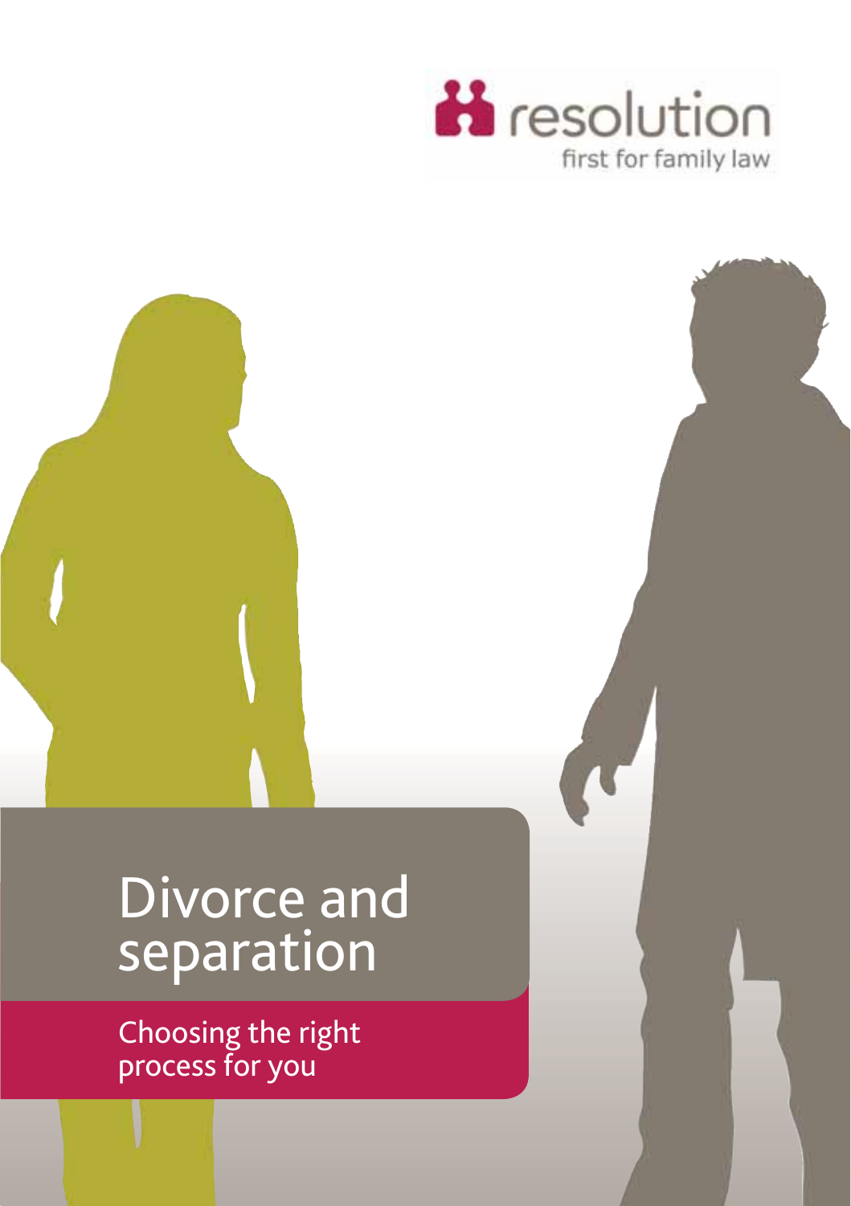resolution

first for family law

# Divorce and separation

## Choosing the right process for you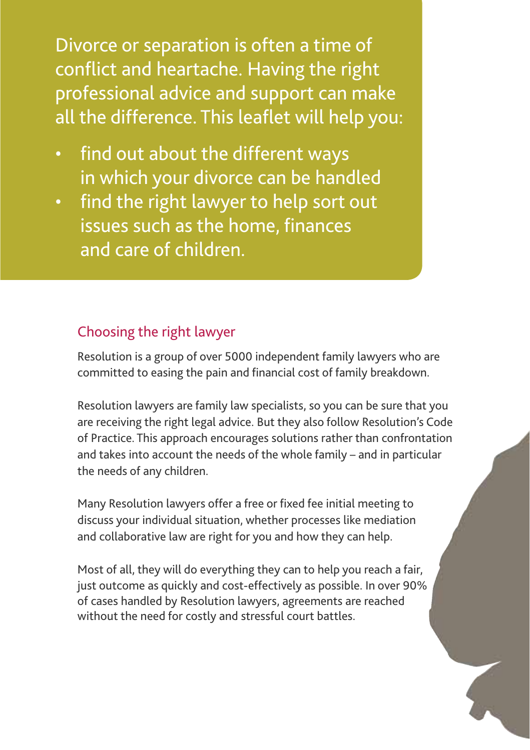Divorce or separation is often a time of conflict and heartache. Having the right professional advice and support can make all the difference. This leaflet will help you:

- find out about the different ways in which your divorce can be handled
- find the right lawyer to help sort out issues such as the home, finances and care of children.

## Choosing the right lawyer

Resolution is a group of over 5000 independent family lawyers who are committed to easing the pain and financial cost of family breakdown.

Resolution lawyers are family law specialists, so you can be sure that you are receiving the right legal advice. But they also follow Resolution's Code of Practice. This approach encourages solutions rather than confrontation and takes into account the needs of the whole family – and in particular the needs of any children.

Many Resolution lawyers offer a free or fixed fee initial meeting to discuss your individual situation, whether processes like mediation and collaborative law are right for you and how they can help.

Most of all, they will do everything they can to help you reach a fair, just outcome as quickly and cost-effectively as possible. In over 90% of cases handled by Resolution lawyers, agreements are reached without the need for costly and stressful court battles.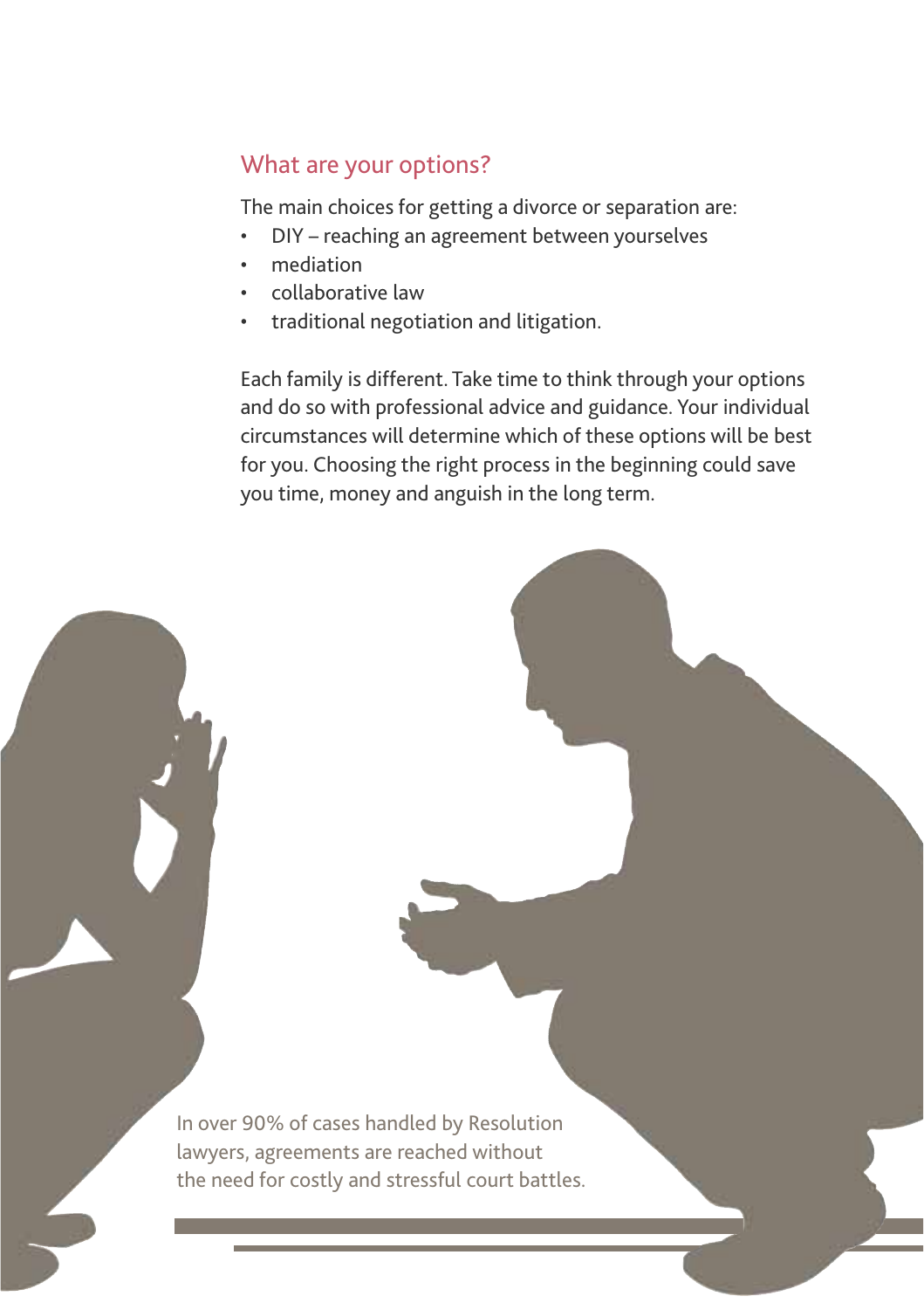## What are your options?

The main choices for getting a divorce or separation are:

- DIY – reaching an agreement between yourselves
- mediation
- collaborative law
- traditional negotiation and litigation.

Each family is different. Take time to think through your options and do so with professional advice and guidance. Your individual circumstances will determine which of these options will be best for you. Choosing the right process in the beginning could save you time, money and anguish in the long term.

In over 90% of cases handled by Resolution lawyers, agreements are reached without the need for costly and stressful court battles.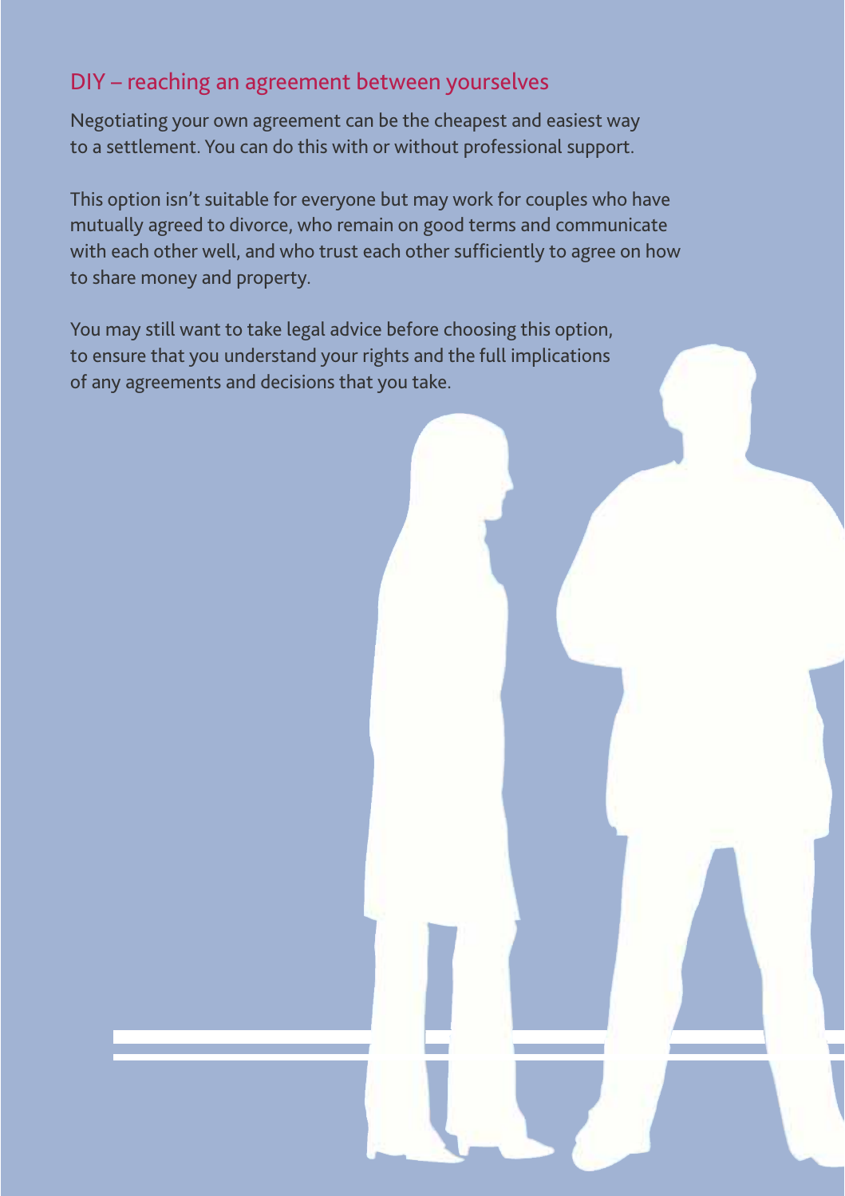## DIY – reaching an agreement between yourselves

Negotiating your own agreement can be the cheapest and easiest way to a settlement. You can do this with or without professional support.

This option isn't suitable for everyone but may work for couples who have mutually agreed to divorce, who remain on good terms and communicate with each other well, and who trust each other sufficiently to agree on how to share money and property.

You may still want to take legal advice before choosing this option, to ensure that you understand your rights and the full implications of any agreements and decisions that you take.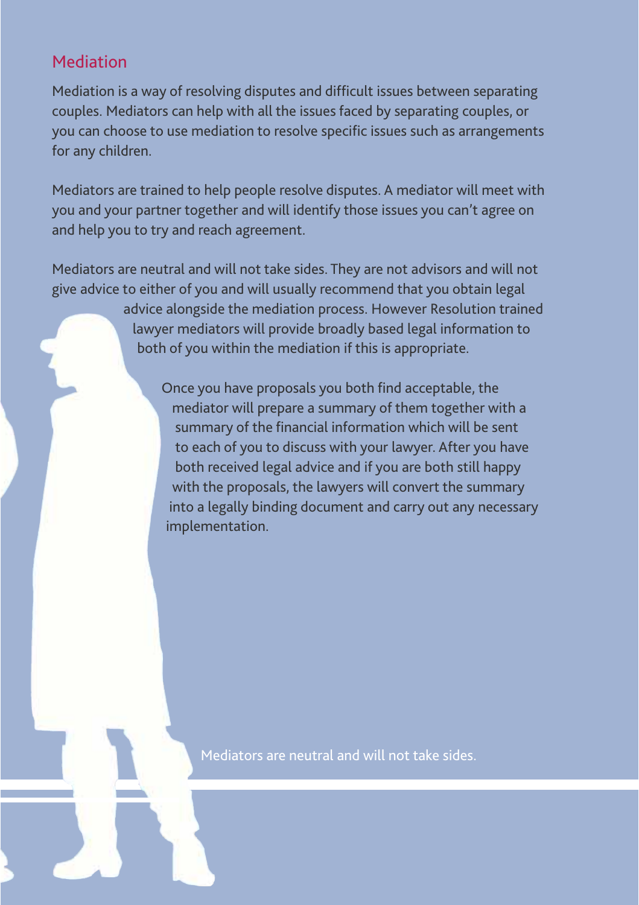## Mediation

Mediation is a way of resolving disputes and difficult issues between separating couples. Mediators can help with all the issues faced by separating couples, or you can choose to use mediation to resolve specific issues such as arrangements for any children.

Mediators are trained to help people resolve disputes. A mediator will meet with you and your partner together and will identify those issues you can't agree on and help you to try and reach agreement.

Mediators are neutral and will not take sides. They are not advisors and will not give advice to either of you and will usually recommend that you obtain legal advice alongside the mediation process. However Resolution trained lawyer mediators will provide broadly based legal information to both of you within the mediation if this is appropriate.

Once you have proposals you both find acceptable, the mediator will prepare a summary of them together with a summary of the financial information which will be sent to each of you to discuss with your lawyer. After you have both received legal advice and if you are both still happy with the proposals, the lawyers will convert the summary into a legally binding document and carry out any necessary implementation.

Mediators are neutral and will not take sides.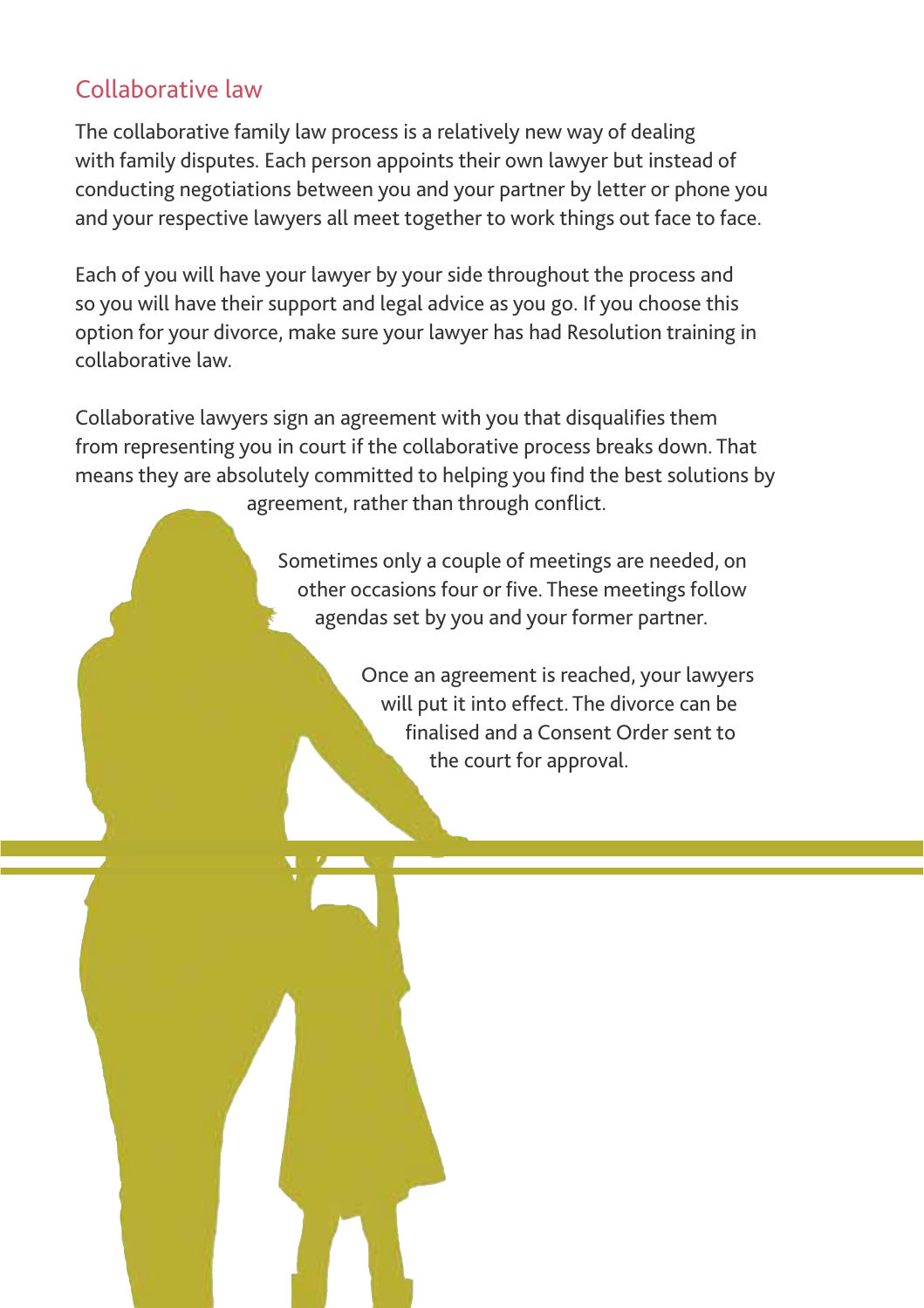## Collaborative law

The collaborative family law process is a relatively new way of dealing with family disputes. Each person appoints their own lawyer but instead of conducting negotiations between you and your partner by letter or phone you and your respective lawyers all meet together to work things out face to face.

Each of you will have your lawyer by your side throughout the process and so you will have their support and legal advice as you go. If you choose this option for your divorce, make sure your lawyer has had Resolution training in collaborative law.

Collaborative lawyers sign an agreement with you that disqualifies them from representing you in court if the collaborative process breaks down. That means they are absolutely committed to helping you find the best solutions by agreement, rather than through conflict.

Sometimes only a couple of meetings are needed, on other occasions four or five. These meetings follow agendas set by you and your former partner.

Once an agreement is reached, your lawyers will put it into effect. The divorce can be finalised and a Consent Order sent to the court for approval.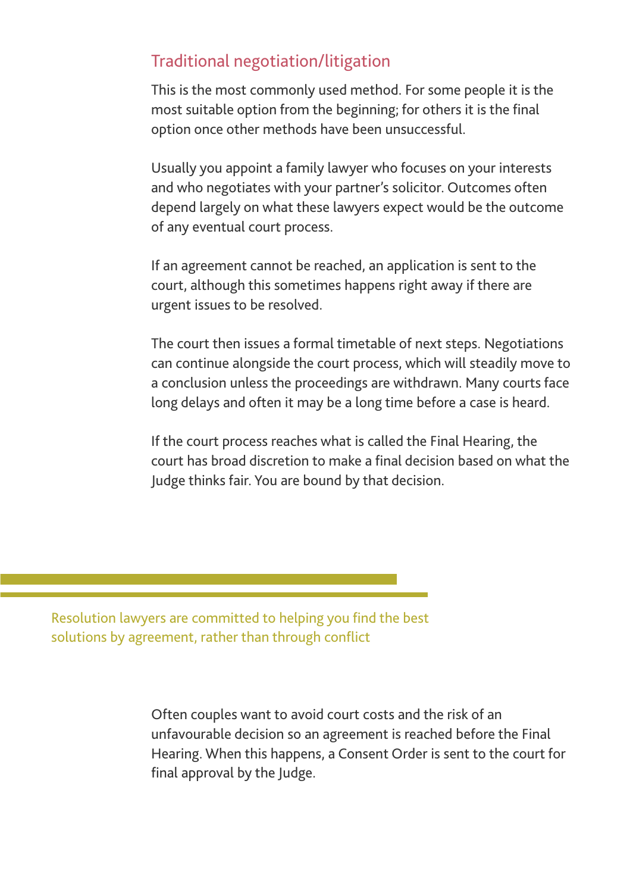## Traditional negotiation/litigation

This is the most commonly used method. For some people it is the most suitable option from the beginning; for others it is the final option once other methods have been unsuccessful.

Usually you appoint a family lawyer who focuses on your interests and who negotiates with your partner's solicitor. Outcomes often depend largely on what these lawyers expect would be the outcome of any eventual court process.

If an agreement cannot be reached, an application is sent to the court, although this sometimes happens right away if there are urgent issues to be resolved.

The court then issues a formal timetable of next steps. Negotiations can continue alongside the court process, which will steadily move to a conclusion unless the proceedings are withdrawn. Many courts face long delays and often it may be a long time before a case is heard.

If the court process reaches what is called the Final Hearing, the court has broad discretion to make a final decision based on what the Judge thinks fair. You are bound by that decision.

> Resolution lawyers are committed to helping you find the best solutions by agreement, rather than through conflict

Often couples want to avoid court costs and the risk of an unfavourable decision so an agreement is reached before the Final Hearing. When this happens, a Consent Order is sent to the court for final approval by the Judge.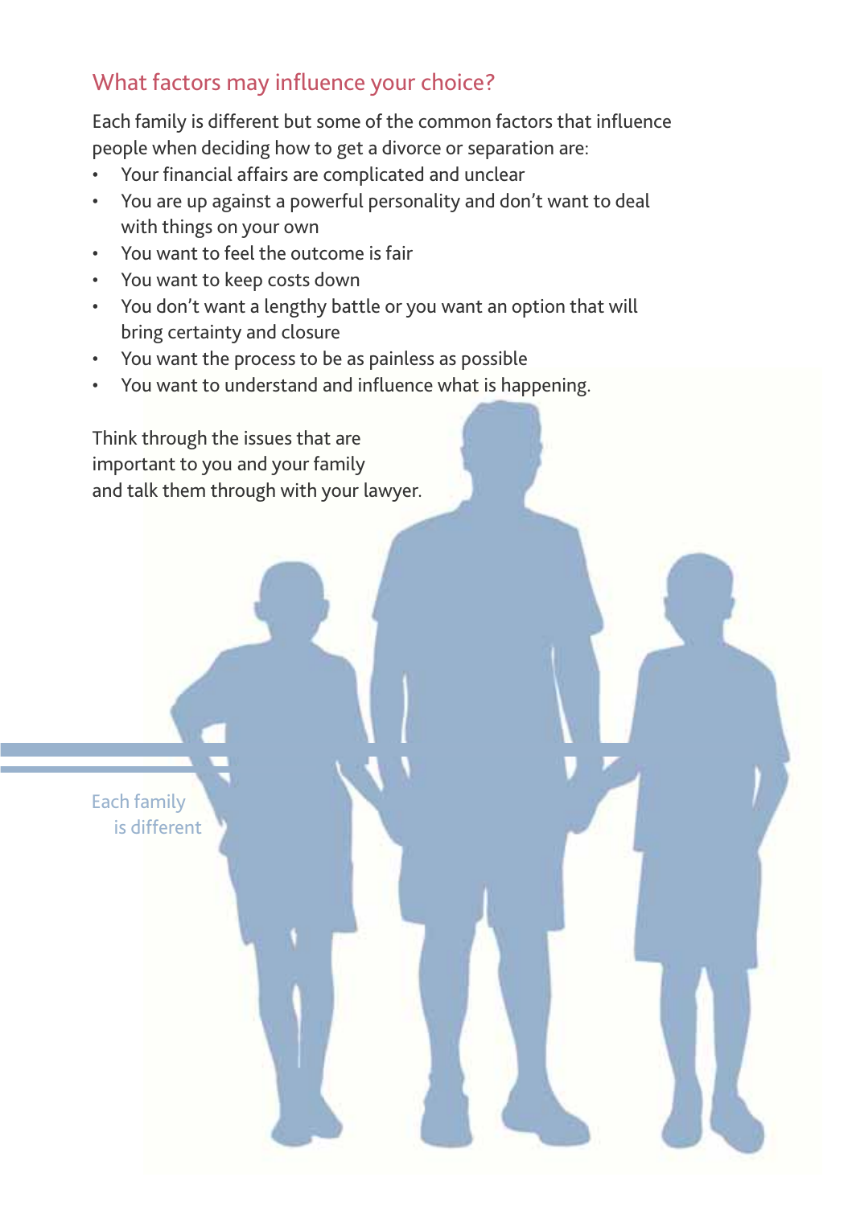## What factors may influence your choice?

Each family is different but some of the common factors that influence people when deciding how to get a divorce or separation are:

- Your financial affairs are complicated and unclear
- You are up against a powerful personality and don't want to deal with things on your own
- You want to feel the outcome is fair
- You want to keep costs down
- You don't want a lengthy battle or you want an option that will bring certainty and closure
- You want the process to be as painless as possible
- You want to understand and influence what is happening.

Think through the issues that are important to you and your family and talk them through with your lawyer.

Each family is different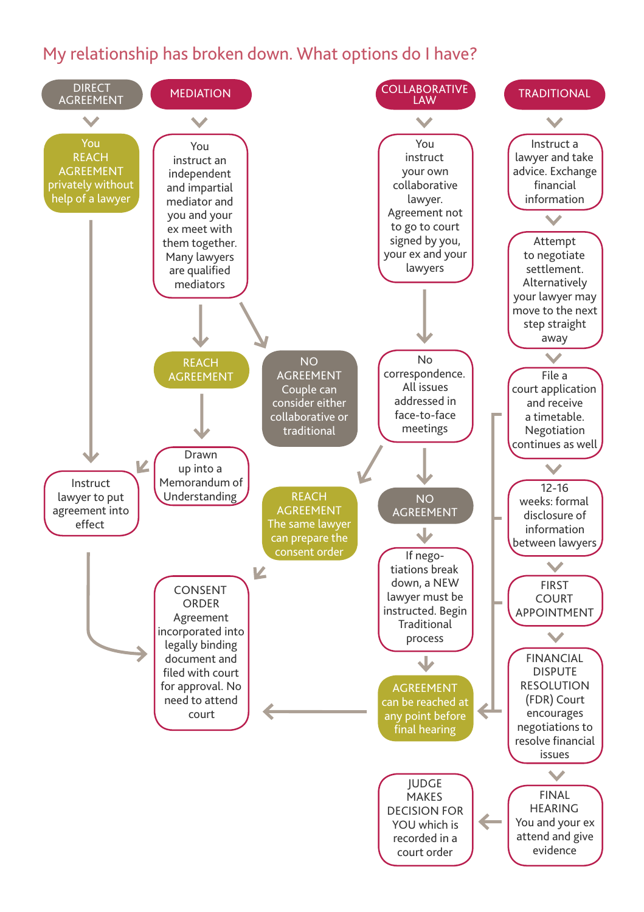## My relationship has broken down. What options do I have?

### DIRECT AGREEMENT

- You REACH AGREEMENT privately without help of a lawyer
- Instruct lawyer to put agreement into effect
- CONSENT ORDER Agreement incorporated into legally binding document and filed with court for approval. No need to attend court

### MEDIATION

- You instruct an independent and impartial mediator and you and your ex meet with them together. Many lawyers are qualified mediators
- REACH AGREEMENT
  - Drawn up into a Memorandum of Understanding
  - Instruct lawyer to put agreement into effect
- NO AGREEMENT Couple can consider either collaborative or traditional

### COLLABORATIVE LAW

- You instruct your own collaborative lawyer. Agreement not to go to court signed by you, your ex and your lawyers
- No correspondence. All issues addressed in face-to-face meetings
- REACH AGREEMENT The same lawyer can prepare the consent order
  - CONSENT ORDER
- NO AGREEMENT
  - If negotiations break down, a NEW lawyer must be instructed. Begin Traditional process
  - AGREEMENT can be reached at any point before final hearing
  - CONSENT ORDER

### TRADITIONAL

- Instruct a lawyer and take advice. Exchange financial information
- Attempt to negotiate settlement. Alternatively your lawyer may move to the next step straight away
- File a court application and receive a timetable. Negotiation continues as well
- 12-16 weeks: formal disclosure of information between lawyers
- FIRST COURT APPOINTMENT
- FINANCIAL DISPUTE RESOLUTION (FDR) Court encourages negotiations to resolve financial issues
- FINAL HEARING You and your ex attend and give evidence
- JUDGE MAKES DECISION FOR YOU which is recorded in a court order

AGREEMENT can be reached at any point before final hearing (from filing a court application through to the FDR) → CONSENT ORDER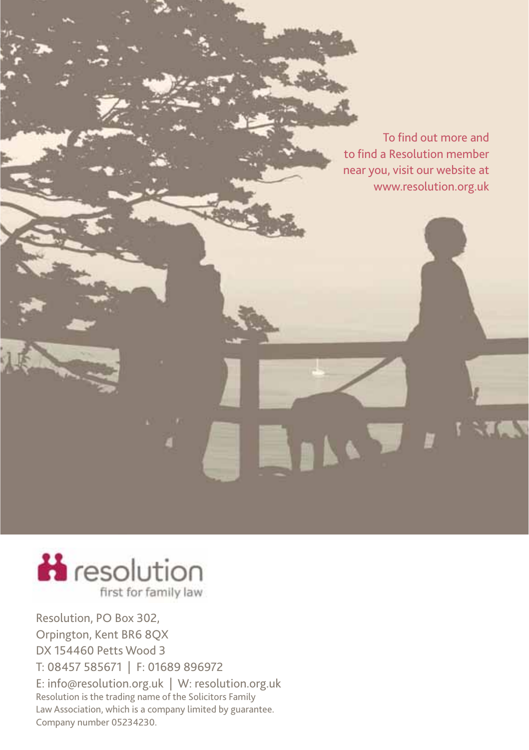To find out more and to find a Resolution member near you, visit our website at www.resolution.org.uk

resolution
first for family law

Resolution, PO Box 302,
Orpington, Kent BR6 8QX
DX 154460 Petts Wood 3
T: 08457 585671 | F: 01689 896972
E: info@resolution.org.uk | W: resolution.org.uk

Resolution is the trading name of the Solicitors Family Law Association, which is a company limited by guarantee. Company number 05234230.